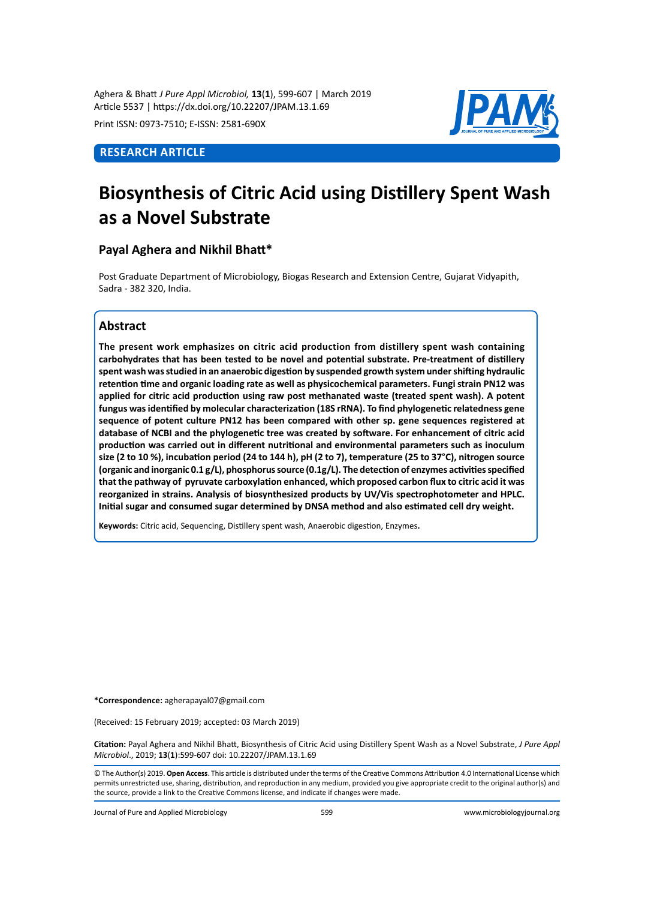Print ISSN: 0973-7510; E-ISSN: 2581-690X

**RESEARCH ARTICLE**

# Biosynthesis of Citric Acid using Distillery Spent Wash as a Novel Substrate

**Payal Aghera and Nikhil Bhatt***

Post Graduate Department of Microbiology, Biogas Research and Extension Centre, Gujarat Vidyapith, Sadra - 382 320, India.

## Abstract

**The present work emphasizes on citric acid production from distillery spent wash containing carbohydrates that has been tested to be novel and potential substrate. Pre-treatment of distillery spent wash was studied in an anaerobic digestion by suspended growth system under shifting hydraulic retention time and organic loading rate as well as physicochemical parameters. Fungi strain PN12 was applied for citric acid production using raw post methanated waste (treated spent wash). A potent fungus was identified by molecular characterization (18S rRNA). To find phylogenetic relatedness gene sequence of potent culture PN12 has been compared with other sp. gene sequences registered at database of NCBI and the phylogenetic tree was created by software. For enhancement of citric acid production was carried out in different nutritional and environmental parameters such as inoculum size (2 to 10 %), incubation period (24 to 144 h), pH (2 to 7), temperature (25 to 37°C), nitrogen source (organic and inorganic 0.1 g/L), phosphorus source (0.1g/L). The detection of enzymes activities specified that the pathway of pyruvate carboxylation enhanced, which proposed carbon flux to citric acid it was reorganized in strains. Analysis of biosynthesized products by UV/Vis spectrophotometer and HPLC. Initial sugar and consumed sugar determined by DNSA method and also estimated cell dry weight.**

**Keywords:** Citric acid, Sequencing, Distillery spent wash, Anaerobic digestion, Enzymes**.**

**\*Correspondence:** agherapayal07@gmail.com

(Received: 15 February 2019; accepted: 03 March 2019)

**Citation:** Payal Aghera and Nikhil Bhatt, Biosynthesis of Citric Acid using Distillery Spent Wash as a Novel Substrate, *J Pure Appl Microbiol*., 2019; **13**(**1**):599-607 doi: 10.22207/JPAM.13.1.69

© The Author(s) 2019. **Open Access**. This article is distributed under the terms of the Creative Commons Attribution 4.0 International License which permits unrestricted use, sharing, distribution, and reproduction in any medium, provided you give appropriate credit to the original author(s) and the source, provide a link to the Creative Commons license, and indicate if changes were made.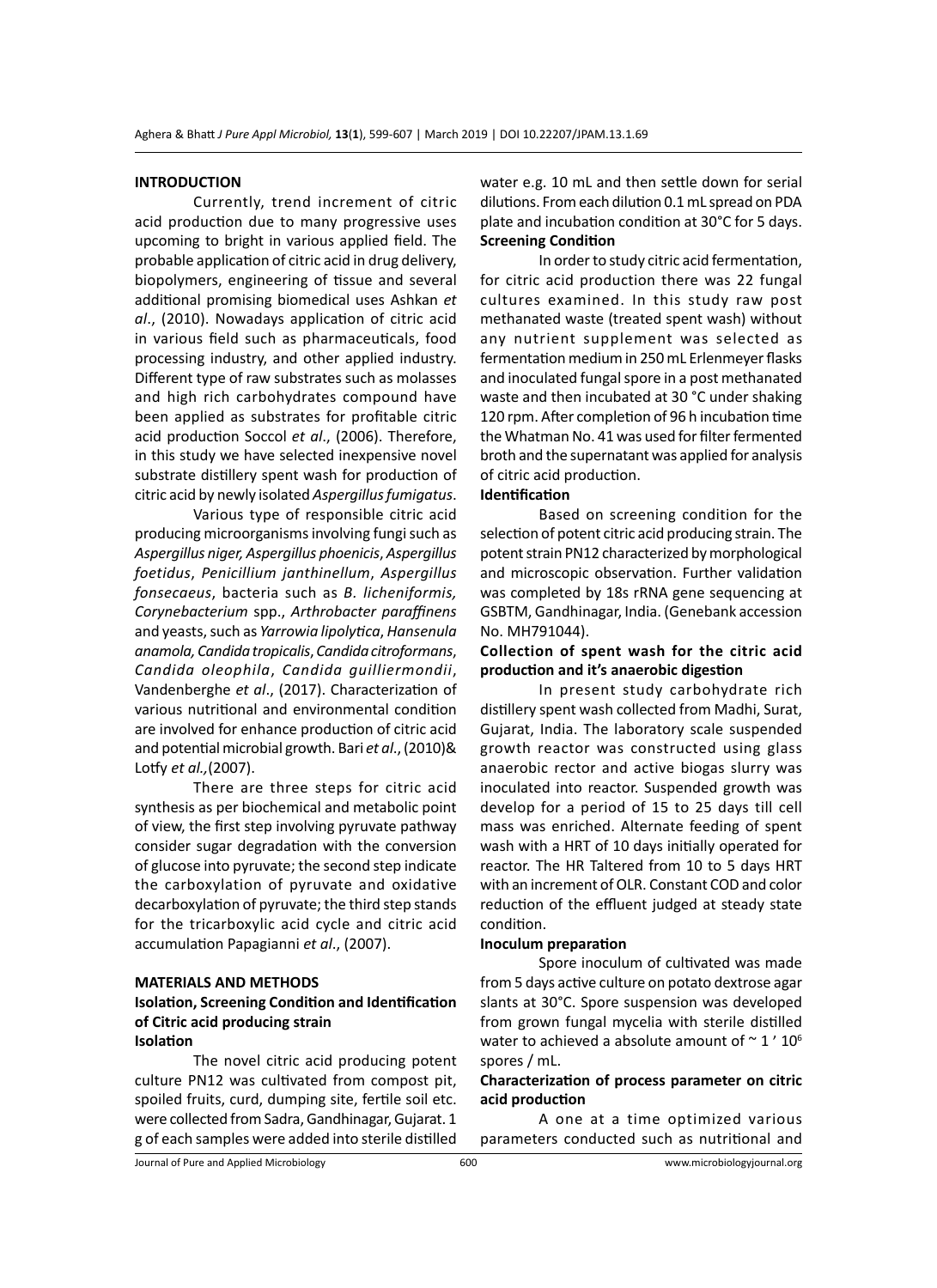## INTRODUCTION

Currently, trend increment of citric acid production due to many progressive uses upcoming to bright in various applied field. The probable application of citric acid in drug delivery, biopolymers, engineering of tissue and several additional promising biomedical uses Ashkan *et al*., (2010). Nowadays application of citric acid in various field such as pharmaceuticals, food processing industry, and other applied industry. Different type of raw substrates such as molasses and high rich carbohydrates compound have been applied as substrates for profitable citric acid production Soccol *et al*., (2006). Therefore, in this study we have selected inexpensive novel substrate distillery spent wash for production of citric acid by newly isolated *Aspergillus fumigatus*.

Various type of responsible citric acid producing microorganisms involving fungi such as *Aspergillus niger, Aspergillus phoenicis*, *Aspergillus foetidus*, *Penicillium janthinellum*, *Aspergillus fonsecaeus*, bacteria such as *B. licheniformis, Corynebacterium* spp., *Arthrobacter paraffinens* and yeasts, such as *Yarrowia lipolytica*, *Hansenula anamola, Candida tropicalis*, *Candida citroformans*, *Candida oleophila*, *Candida guilliermondii*, Vandenberghe *et al*., (2017). Characterization of various nutritional and environmental condition are involved for enhance production of citric acid and potential microbial growth. Bari *et al*., (2010)& Lotfy *et al.,*(2007).

There are three steps for citric acid synthesis as per biochemical and metabolic point of view, the first step involving pyruvate pathway consider sugar degradation with the conversion of glucose into pyruvate; the second step indicate the carboxylation of pyruvate and oxidative decarboxylation of pyruvate; the third step stands for the tricarboxylic acid cycle and citric acid accumulation Papagianni *et al*., (2007).

## MATERIALS AND METHODS

### Isolation, Screening Condition and Identification of Citric acid producing strain

#### Isolation

The novel citric acid producing potent culture PN12 was cultivated from compost pit, spoiled fruits, curd, dumping site, fertile soil etc. were collected from Sadra, Gandhinagar, Gujarat. 1 g of each samples were added into sterile distilled water e.g. 10 mL and then settle down for serial dilutions. From each dilution 0.1 mL spread on PDA plate and incubation condition at 30°C for 5 days.

#### Screening Condition

In order to study citric acid fermentation, for citric acid production there was 22 fungal cultures examined. In this study raw post methanated waste (treated spent wash) without any nutrient supplement was selected as fermentation medium in 250 mL Erlenmeyer flasks and inoculated fungal spore in a post methanated waste and then incubated at 30 °C under shaking 120 rpm. After completion of 96 h incubation time the Whatman No. 41 was used for filter fermented broth and the supernatant was applied for analysis of citric acid production.

#### Identification

Based on screening condition for the selection of potent citric acid producing strain. The potent strain PN12 characterized by morphological and microscopic observation. Further validation was completed by 18s rRNA gene sequencing at GSBTM, Gandhinagar, India. (Genebank accession No. MH791044).

### Collection of spent wash for the citric acid production and it's anaerobic digestion

In present study carbohydrate rich distillery spent wash collected from Madhi, Surat, Gujarat, India. The laboratory scale suspended growth reactor was constructed using glass anaerobic rector and active biogas slurry was inoculated into reactor. Suspended growth was develop for a period of 15 to 25 days till cell mass was enriched. Alternate feeding of spent wash with a HRT of 10 days initially operated for reactor. The HR Taltered from 10 to 5 days HRT with an increment of OLR. Constant COD and color reduction of the effluent judged at steady state condition.

### Inoculum preparation

Spore inoculum of cultivated was made from 5 days active culture on potato dextrose agar slants at 30°C. Spore suspension was developed from grown fungal mycelia with sterile distilled water to achieved a absolute amount of ~ 1 ' $10^6$ spores / mL.

### Characterization of process parameter on citric acid production

A one at a time optimized various parameters conducted such as nutritional and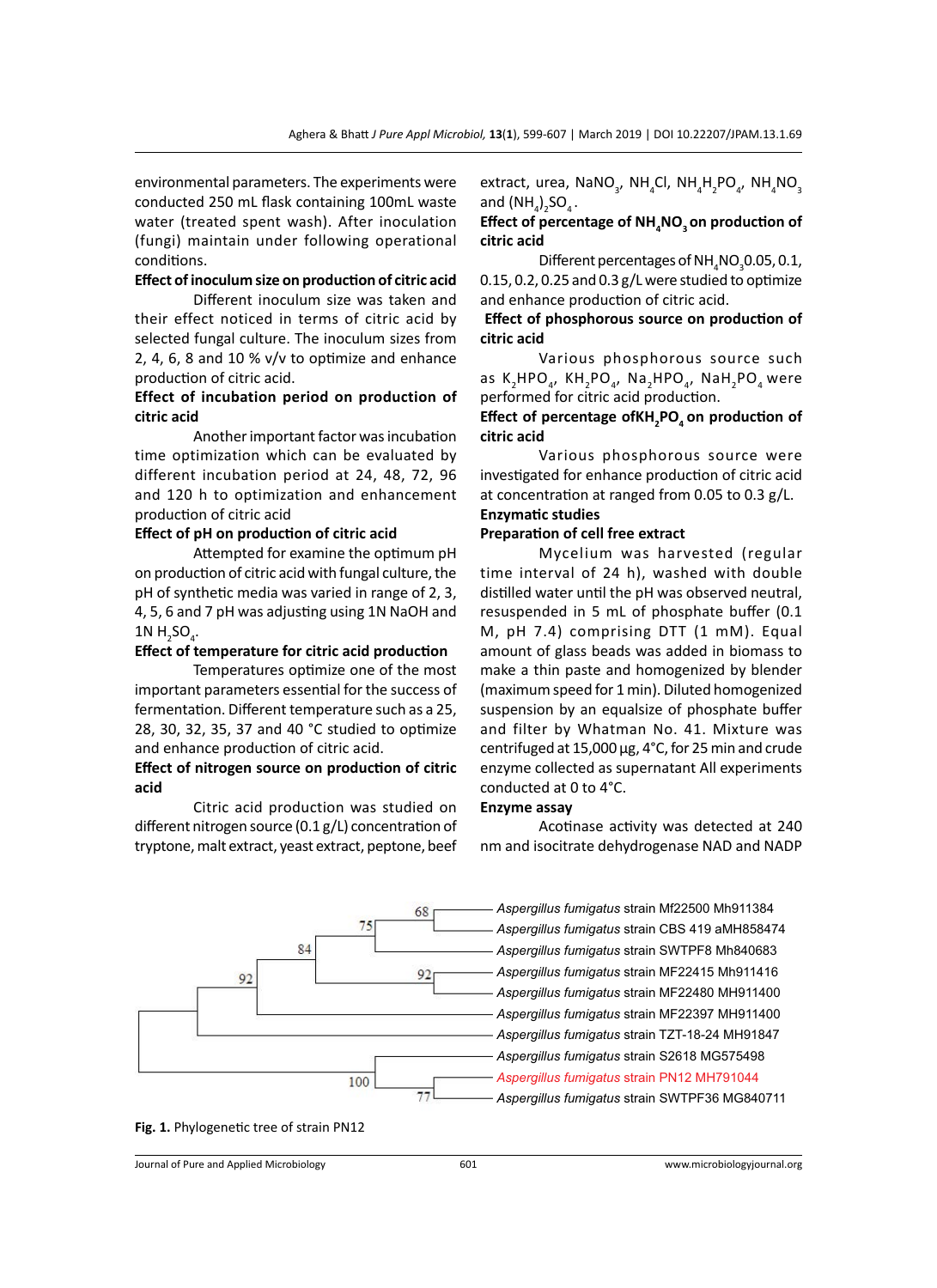environmental parameters. The experiments were conducted 250 mL flask containing 100mL waste water (treated spent wash). After inoculation (fungi) maintain under following operational conditions.

**Effect of inoculum size on production of citric acid**

Different inoculum size was taken and their effect noticed in terms of citric acid by selected fungal culture. The inoculum sizes from 2, 4, 6, 8 and 10 % v/v to optimize and enhance production of citric acid.

**Effect of incubation period on production of citric acid**

Another important factor was incubation time optimization which can be evaluated by different incubation period at 24, 48, 72, 96 and 120 h to optimization and enhancement production of citric acid

**Effect of pH on production of citric acid**

Attempted for examine the optimum pH on production of citric acid with fungal culture, the pH of synthetic media was varied in range of 2, 3, 4, 5, 6 and 7 pH was adjusting using 1N NaOH and 1N $H_2SO_4$.

**Effect of temperature for citric acid production**

Temperatures optimize one of the most important parameters essential for the success of fermentation. Different temperature such as a 25, 28, 30, 32, 35, 37 and 40 °C studied to optimize and enhance production of citric acid.

**Effect of nitrogen source on production of citric acid**

Citric acid production was studied on different nitrogen source (0.1 g/L) concentration of tryptone, malt extract, yeast extract, peptone, beef extract, urea, $NaNO_3$, $NH_4Cl$, $NH_4H_2PO_4$, $NH_4NO_3$ and $(NH_4)_2SO_4$.

**Effect of percentage of $NH_4NO_3$ on production of citric acid**

Different percentages of $NH_4NO_3$ 0.05, 0.1, 0.15, 0.2, 0.25 and 0.3 g/L were studied to optimize and enhance production of citric acid.

**Effect of phosphorous source on production of citric acid**

Various phosphorous source such as $K_2HPO_4$, $KH_2PO_4$, $Na_2HPO_4$, $NaH_2PO_4$ were performed for citric acid production.

**Effect of percentage of $KH_2PO_4$ on production of citric acid**

Various phosphorous source were investigated for enhance production of citric acid at concentration at ranged from 0.05 to 0.3 g/L.

**Enzymatic studies**

**Preparation of cell free extract**

Mycelium was harvested (regular time interval of 24 h), washed with double distilled water until the pH was observed neutral, resuspended in 5 mL of phosphate buffer (0.1 M, pH 7.4) comprising DTT (1 mM). Equal amount of glass beads was added in biomass to make a thin paste and homogenized by blender (maximum speed for 1 min). Diluted homogenized suspension by an equalsize of phosphate buffer and filter by Whatman No. 41. Mixture was centrifuged at 15,000 µg, 4°C, for 25 min and crude enzyme collected as supernatant All experiments conducted at 0 to 4°C.

**Enzyme assay**

Acotinase activity was detected at 240 nm and isocitrate dehydrogenase NAD and NADP

68 — *Aspergillus fumigatus* strain Mf22500 Mh911384
75 — *Aspergillus fumigatus* strain CBS 419 aMH858474
84 — *Aspergillus fumigatus* strain SWTPF8 Mh840683
92 — *Aspergillus fumigatus* strain MF22415 Mh911416
92 — *Aspergillus fumigatus* strain MF22480 MH911400
*Aspergillus fumigatus* strain MF22397 MH911400
*Aspergillus fumigatus* strain TZT-18-24 MH91847
100 — *Aspergillus fumigatus* strain S2618 MG575498
*Aspergillus fumigatus* strain PN12 MH791044
77 — *Aspergillus fumigatus* strain SWTPF36 MG840711

**Fig. 1.** Phylogenetic tree of strain PN12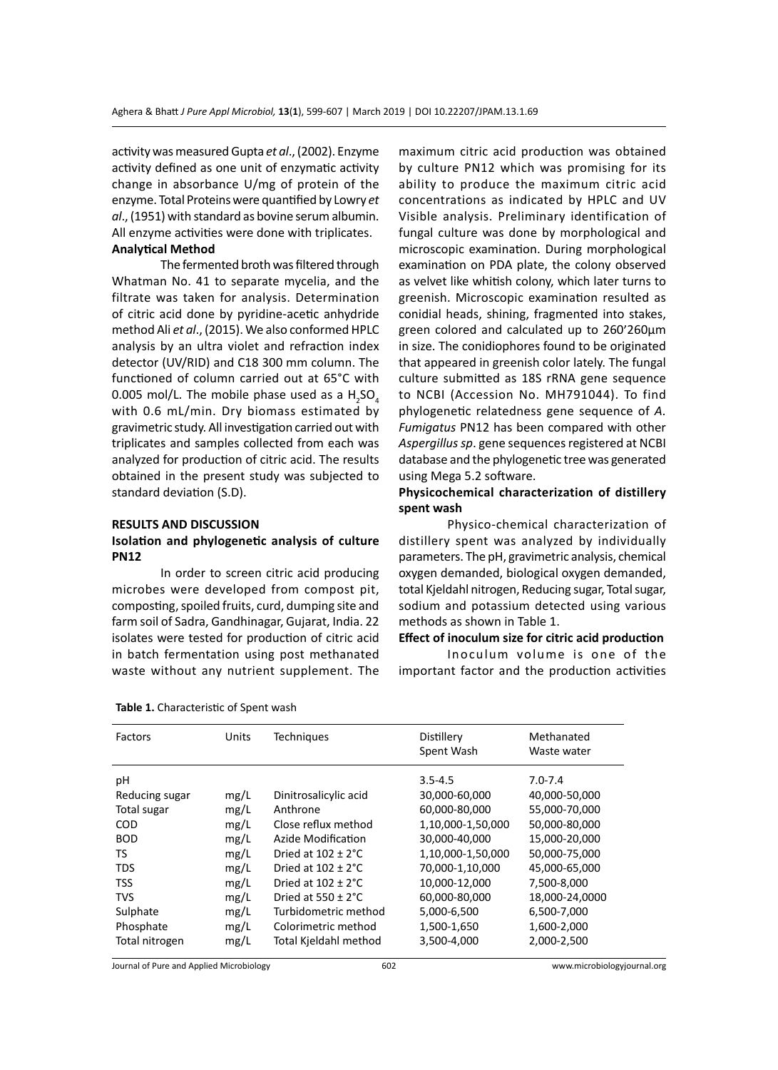activity was measured Gupta *et al*., (2002). Enzyme activity defined as one unit of enzymatic activity change in absorbance U/mg of protein of the enzyme. Total Proteins were quantified by Lowry *et al*., (1951) with standard as bovine serum albumin. All enzyme activities were done with triplicates.

**Analytical Method**

The fermented broth was filtered through Whatman No. 41 to separate mycelia, and the filtrate was taken for analysis. Determination of citric acid done by pyridine-acetic anhydride method Ali *et al*., (2015). We also conformed HPLC analysis by an ultra violet and refraction index detector (UV/RID) and C18 300 mm column. The functioned of column carried out at 65°C with 0.005 mol/L. The mobile phase used as a $H_2SO_4$ with 0.6 mL/min. Dry biomass estimated by gravimetric study. All investigation carried out with triplicates and samples collected from each was analyzed for production of citric acid. The results obtained in the present study was subjected to standard deviation (S.D).

## RESULTS AND DISCUSSION

### Isolation and phylogenetic analysis of culture PN12

In order to screen citric acid producing microbes were developed from compost pit, composting, spoiled fruits, curd, dumping site and farm soil of Sadra, Gandhinagar, Gujarat, India. 22 isolates were tested for production of citric acid in batch fermentation using post methanated waste without any nutrient supplement. The maximum citric acid production was obtained by culture PN12 which was promising for its ability to produce the maximum citric acid concentrations as indicated by HPLC and UV Visible analysis. Preliminary identification of fungal culture was done by morphological and microscopic examination. During morphological examination on PDA plate, the colony observed as velvet like whitish colony, which later turns to greenish. Microscopic examination resulted as conidial heads, shining, fragmented into stakes, green colored and calculated up to 260'260µm in size. The conidiophores found to be originated that appeared in greenish color lately. The fungal culture submitted as 18S rRNA gene sequence to NCBI (Accession No. MH791044). To find phylogenetic relatedness gene sequence of *A. Fumigatus* PN12 has been compared with other *Aspergillus sp*. gene sequences registered at NCBI database and the phylogenetic tree was generated using Mega 5.2 software.

### Physicochemical characterization of distillery spent wash

Physico-chemical characterization of distillery spent was analyzed by individually parameters. The pH, gravimetric analysis, chemical oxygen demanded, biological oxygen demanded, total Kjeldahl nitrogen, Reducing sugar, Total sugar, sodium and potassium detected using various methods as shown in Table 1.

### Effect of inoculum size for citric acid production

Inoculum volume is one of the important factor and the production activities

**Table 1.** Characteristic of Spent wash

| Factors | Units | Techniques | Distillery Spent Wash | Methanated Waste water |
|---|---|---|---|---|
| pH | | | 3.5-4.5 | 7.0-7.4 |
| Reducing sugar | mg/L | Dinitrosalicylic acid | 30,000-60,000 | 40,000-50,000 |
| Total sugar | mg/L | Anthrone | 60,000-80,000 | 55,000-70,000 |
| COD | mg/L | Close reflux method | 1,10,000-1,50,000 | 50,000-80,000 |
| BOD | mg/L | Azide Modification | 30,000-40,000 | 15,000-20,000 |
| TS | mg/L | Dried at 102 ± 2°C | 1,10,000-1,50,000 | 50,000-75,000 |
| TDS | mg/L | Dried at 102 ± 2°C | 70,000-1,10,000 | 45,000-65,000 |
| TSS | mg/L | Dried at 102 ± 2°C | 10,000-12,000 | 7,500-8,000 |
| TVS | mg/L | Dried at 550 ± 2°C | 60,000-80,000 | 18,000-24,0000 |
| Sulphate | mg/L | Turbidometric method | 5,000-6,500 | 6,500-7,000 |
| Phosphate | mg/L | Colorimetric method | 1,500-1,650 | 1,600-2,000 |
| Total nitrogen | mg/L | Total Kjeldahl method | 3,500-4,000 | 2,000-2,500 |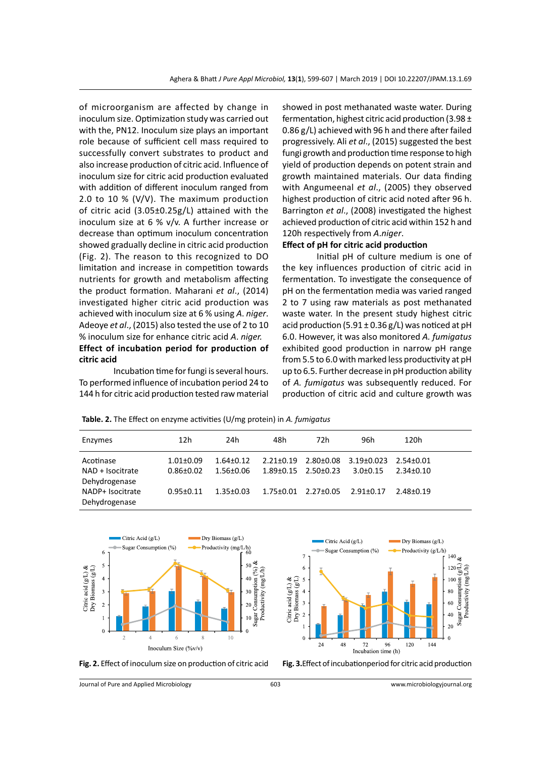of microorganism are affected by change in inoculum size. Optimization study was carried out with the, PN12. Inoculum size plays an important role because of sufficient cell mass required to successfully convert substrates to product and also increase production of citric acid. Influence of inoculum size for citric acid production evaluated with addition of different inoculum ranged from 2.0 to 10 % (V/V). The maximum production of citric acid (3.05±0.25g/L) attained with the inoculum size at 6 % v/v. A further increase or decrease than optimum inoculum concentration showed gradually decline in citric acid production (Fig. 2). The reason to this recognized to DO limitation and increase in competition towards nutrients for growth and metabolism affecting the product formation. Maharani *et al*., (2014) investigated higher citric acid production was achieved with inoculum size at 6 % using *A. niger*. Adeoye *et al*., (2015) also tested the use of 2 to 10 % inoculum size for enhance citric acid *A. niger.*

**Effect of incubation period for production of citric acid**

Incubation time for fungi is several hours. To performed influence of incubation period 24 to 144 h for citric acid production tested raw material showed in post methanated waste water. During fermentation, highest citric acid production (3.98 ± 0.86 g/L) achieved with 96 h and there after failed progressively. Ali *et al*., (2015) suggested the best fungi growth and production time response to high yield of production depends on potent strain and growth maintained materials. Our data finding with Angumeenal *et al*., (2005) they observed highest production of citric acid noted after 96 h. Barrington *et al*., (2008) investigated the highest achieved production of citric acid within 152 h and 120h respectively from *A.niger*.

**Effect of pH for citric acid production**

Initial pH of culture medium is one of the key influences production of citric acid in fermentation. To investigate the consequence of pH on the fermentation media was varied ranged 2 to 7 using raw materials as post methanated waste water. In the present study highest citric acid production (5.91 ± 0.36 g/L) was noticed at pH 6.0. However, it was also monitored *A. fumigatus* exhibited good production in narrow pH range from 5.5 to 6.0 with marked less productivity at pH up to 6.5. Further decrease in pH production ability of *A. fumigatus* was subsequently reduced. For production of citric acid and culture growth was

**Table. 2.** The Effect on enzyme activities (U/mg protein) in *A. fumigatus*

| Enzymes | 12h | 24h | 48h | 72h | 96h | 120h |
|---|---|---|---|---|---|---|
| Acotinase | 1.01±0.09 | 1.64±0.12 | 2.21±0.19 | 2.80±0.08 | 3.19±0.023 | 2.54±0.01 |
| NAD + Isocitrate Dehydrogenase | 0.86±0.02 | 1.56±0.06 | 1.89±0.15 | 2.50±0.23 | 3.0±0.15 | 2.34±0.10 |
| NADP+ Isocitrate Dehydrogenase | 0.95±0.11 | 1.35±0.03 | 1.75±0.01 | 2.27±0.05 | 2.91±0.17 | 2.48±0.19 |

**Fig. 2.** Effect of inoculum size on production of citric acid

**Fig. 3.** Effect of incubationperiod for citric acid production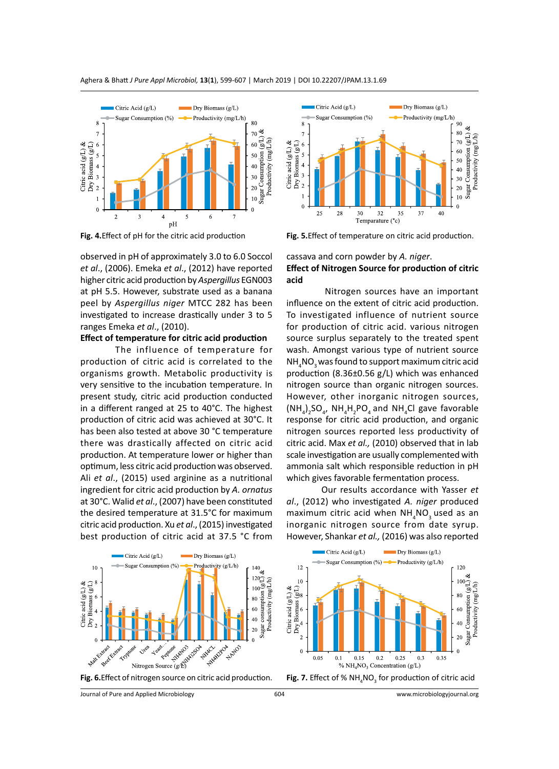Fig. 4. Effect of pH for the citric acid production

Fig. 5. Effect of temperature on citric acid production.

observed in pH of approximately 3.0 to 6.0 Soccol *et al*., (2006). Emeka *et al*., (2012) have reported higher citric acid production by *Aspergillus* EGN003 at pH 5.5. However, substrate used as a banana peel by *Aspergillus niger* MTCC 282 has been investigated to increase drastically under 3 to 5 ranges Emeka *et al*., (2010).

**Effect of temperature for citric acid production**

The influence of temperature for production of citric acid is correlated to the organisms growth. Metabolic productivity is very sensitive to the incubation temperature. In present study, citric acid production conducted in a different ranged at 25 to 40°C. The highest production of citric acid was achieved at 30°C. It has been also tested at above 30 °C temperature there was drastically affected on citric acid production. At temperature lower or higher than optimum, less citric acid production was observed. Ali *et al*., (2015) used arginine as a nutritional ingredient for citric acid production by *A. ornatus* at 30°C. Walid *et al*., (2007) have been constituted the desired temperature at 31.5°C for maximum citric acid production. Xu *et al*., (2015) investigated best production of citric acid at 37.5 °C from cassava and corn powder by *A. niger*.

**Effect of Nitrogen Source for production of citric acid**

Nitrogen sources have an important influence on the extent of citric acid production. To investigated influence of nutrient source for production of citric acid. various nitrogen source surplus separately to the treated spent wash. Amongst various type of nutrient source $NH_4NO_3$ was found to support maximum citric acid production (8.36±0.56 g/L) which was enhanced nitrogen source than organic nitrogen sources. However, other inorganic nitrogen sources, $(NH_4)_2SO_4$, $NH_4H_2PO_4$ and $NH_4Cl$ gave favorable response for citric acid production, and organic nitrogen sources reported less productivity of citric acid. Max *et al.,* (2010) observed that in lab scale investigation are usually complemented with ammonia salt which responsible reduction in pH which gives favorable fermentation process.

Our results accordance with Yasser *et al*., (2012) who investigated *A. niger* produced maximum citric acid when $NH_4NO_3$ used as an inorganic nitrogen source from date syrup. However, Shankar *et al.,* (2016) was also reported

Fig. 6. Effect of nitrogen source on citric acid production.

Fig. 7. Effect of % $NH_4NO_3$ for production of citric acid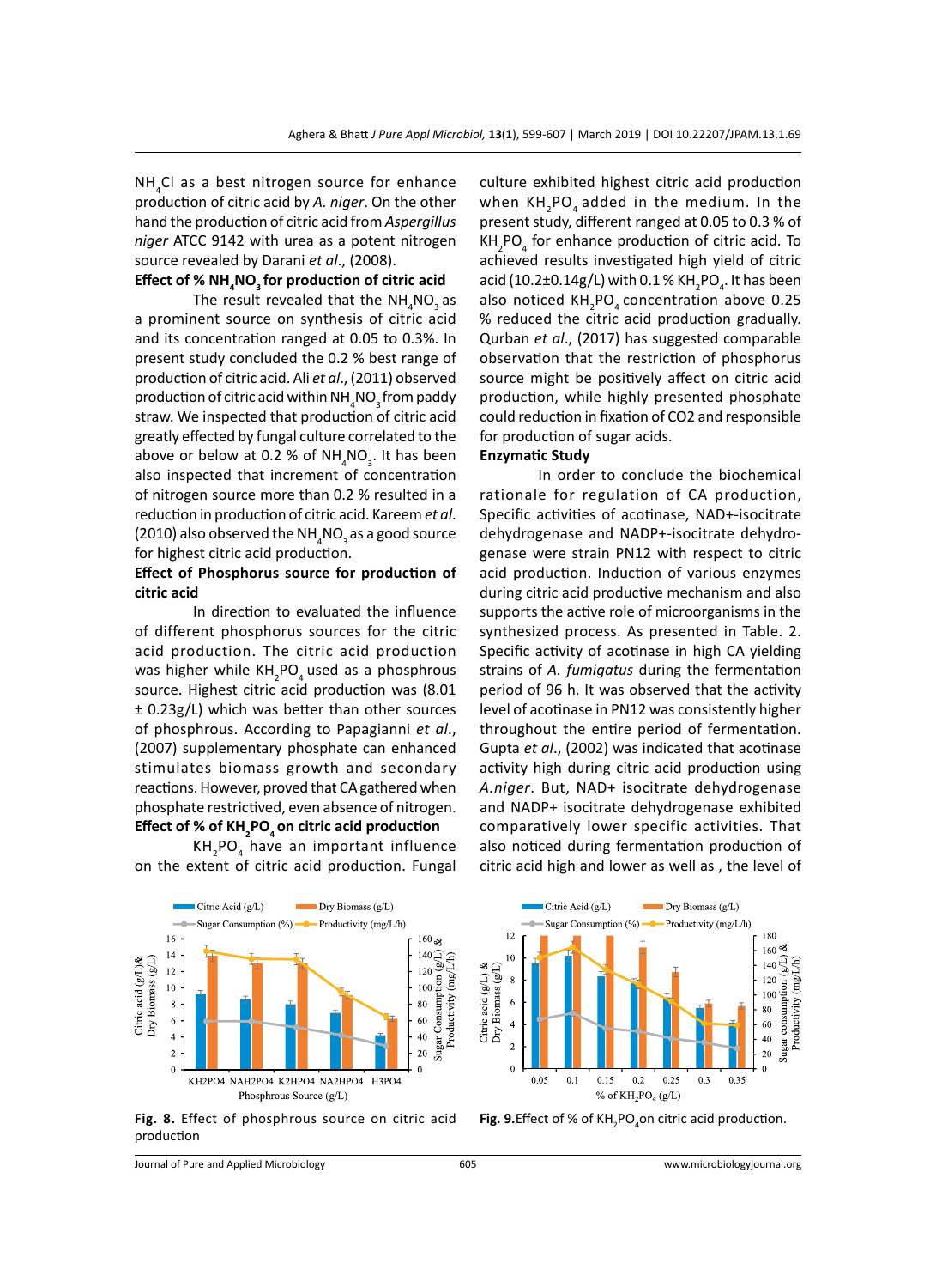$NH_4Cl$ as a best nitrogen source for enhance production of citric acid by *A. niger*. On the other hand the production of citric acid from *Aspergillus niger* ATCC 9142 with urea as a potent nitrogen source revealed by Darani *et al*., (2008).

**Effect of % $NH_4NO_3$ for production of citric acid**

The result revealed that the $NH_4NO_3$ as a prominent source on synthesis of citric acid and its concentration ranged at 0.05 to 0.3%. In present study concluded the 0.2 % best range of production of citric acid. Ali *et al*., (2011) observed production of citric acid within $NH_4NO_3$ from paddy straw. We inspected that production of citric acid greatly effected by fungal culture correlated to the above or below at 0.2 % of $NH_4NO_3$. It has been also inspected that increment of concentration of nitrogen source more than 0.2 % resulted in a reduction in production of citric acid. Kareem *et al*. (2010) also observed the $NH_4NO_3$ as a good source for highest citric acid production.

**Effect of Phosphorus source for production of citric acid**

In direction to evaluated the influence of different phosphorus sources for the citric acid production. The citric acid production was higher while $KH_2PO_4$ used as a phosphrous source. Highest citric acid production was (8.01 ± 0.23g/L) which was better than other sources of phosphrous. According to Papagianni *et al*., (2007) supplementary phosphate can enhanced stimulates biomass growth and secondary reactions. However, proved that CA gathered when phosphate restrictived, even absence of nitrogen.

**Effect of % of $KH_2PO_4$ on citric acid production**

$KH_2PO_4$ have an important influence on the extent of citric acid production. Fungal culture exhibited highest citric acid production when $KH_2PO_4$ added in the medium. In the present study, different ranged at 0.05 to 0.3 % of $KH_2PO_4$ for enhance production of citric acid. To achieved results investigated high yield of citric acid (10.2±0.14g/L) with 0.1 % $KH_2PO_4$. It has been also noticed $KH_2PO_4$ concentration above 0.25 % reduced the citric acid production gradually. Qurban *et al*., (2017) has suggested comparable observation that the restriction of phosphorus source might be positively affect on citric acid production, while highly presented phosphate could reduction in fixation of CO2 and responsible for production of sugar acids.

**Enzymatic Study**

In order to conclude the biochemical rationale for regulation of CA production, Specific activities of acotinase, NAD+-isocitrate dehydrogenase and NADP+-isocitrate dehydrogenase were strain PN12 with respect to citric acid production. Induction of various enzymes during citric acid productive mechanism and also supports the active role of microorganisms in the synthesized process. As presented in Table. 2. Specific activity of acotinase in high CA yielding strains of *A. fumigatus* during the fermentation period of 96 h. It was observed that the activity level of acotinase in PN12 was consistently higher throughout the entire period of fermentation. Gupta *et al*., (2002) was indicated that acotinase activity high during citric acid production using *A.niger*. But, NAD+ isocitrate dehydrogenase and NADP+ isocitrate dehydrogenase exhibited comparatively lower specific activities. That also noticed during fermentation production of citric acid high and lower as well as , the level of

**Fig. 8.** Effect of phosphrous source on citric acid production

**Fig. 9.** Effect of % of $KH_2PO_4$ on citric acid production.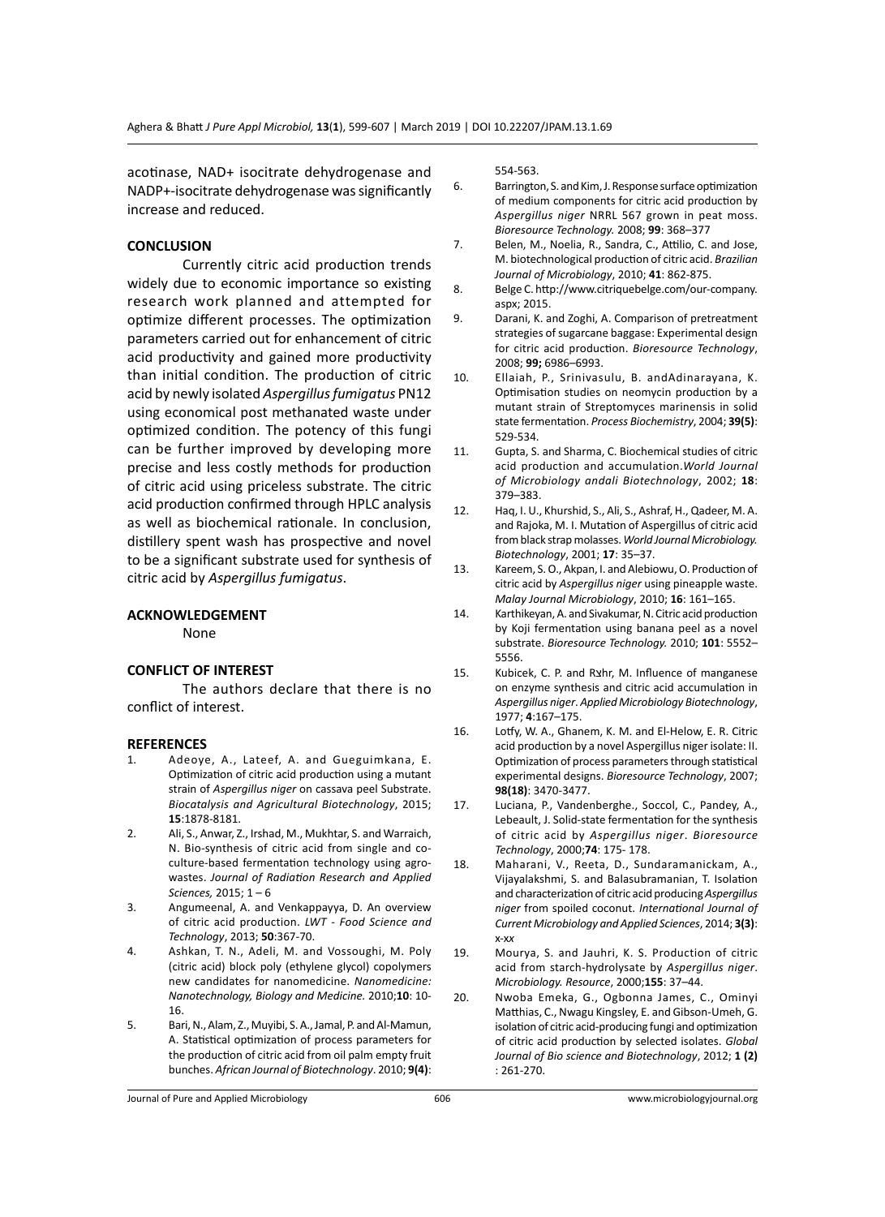acotinase, NAD+ isocitrate dehydrogenase and NADP+-isocitrate dehydrogenase was significantly increase and reduced.

## CONCLUSION

Currently citric acid production trends widely due to economic importance so existing research work planned and attempted for optimize different processes. The optimization parameters carried out for enhancement of citric acid productivity and gained more productivity than initial condition. The production of citric acid by newly isolated *Aspergillus fumigatus* PN12 using economical post methanated waste under optimized condition. The potency of this fungi can be further improved by developing more precise and less costly methods for production of citric acid using priceless substrate. The citric acid production confirmed through HPLC analysis as well as biochemical rationale. In conclusion, distillery spent wash has prospective and novel to be a significant substrate used for synthesis of citric acid by *Aspergillus fumigatus*.

## ACKNOWLEDGEMENT

None

## CONFLICT OF INTEREST

The authors declare that there is no conflict of interest.

## REFERENCES

1. Adeoye, A., Lateef, A. and Gueguimkana, E. Optimization of citric acid production using a mutant strain of *Aspergillus niger* on cassava peel Substrate. *Biocatalysis and Agricultural Biotechnology*, 2015; **15**:1878-8181.
2. Ali, S., Anwar, Z., Irshad, M., Mukhtar, S. and Warraich, N. Bio-synthesis of citric acid from single and co-culture-based fermentation technology using agro-wastes. *Journal of Radiation Research and Applied Sciences,* 2015; 1 – 6
3. Angumeenal, A. and Venkappayya, D. An overview of citric acid production. *LWT - Food Science and Technology*, 2013; **50**:367-70.
4. Ashkan, T. N., Adeli, M. and Vossoughi, M. Poly (citric acid) block poly (ethylene glycol) copolymers new candidates for nanomedicine. *Nanomedicine: Nanotechnology, Biology and Medicine.* 2010;**10**: 10-16.
5. Bari, N., Alam, Z., Muyibi, S. A., Jamal, P. and Al-Mamun, A. Statistical optimization of process parameters for the production of citric acid from oil palm empty fruit bunches. *African Journal of Biotechnology*. 2010; **9(4)**: 554-563.
6. Barrington, S. and Kim, J. Response surface optimization of medium components for citric acid production by *Aspergillus niger* NRRL 567 grown in peat moss. *Bioresource Technology.* 2008; **99**: 368–377
7. Belen, M., Noelia, R., Sandra, C., Attilio, C. and Jose, M. biotechnological production of citric acid. *Brazilian Journal of Microbiology*, 2010; **41**: 862-875.
8. Belge C. http://www.citriquebelge.com/our-company.aspx; 2015.
9. Darani, K. and Zoghi, A. Comparison of pretreatment strategies of sugarcane baggase: Experimental design for citric acid production. *Bioresource Technology*, 2008; **99;** 6986–6993.
10. Ellaiah, P., Srinivasulu, B. andAdinarayana, K. Optimisation studies on neomycin production by a mutant strain of Streptomyces marinensis in solid state fermentation. *Process Biochemistry*, 2004; **39(5)**: 529-534.
11. Gupta, S. and Sharma, C. Biochemical studies of citric acid production and accumulation.*World Journal of Microbiology andali Biotechnology*, 2002; **18**: 379–383.
12. Haq, I. U., Khurshid, S., Ali, S., Ashraf, H., Qadeer, M. A. and Rajoka, M. I. Mutation of Aspergillus of citric acid from black strap molasses. *World Journal Microbiology. Biotechnology*, 2001; **17**: 35–37.
13. Kareem, S. O., Akpan, I. and Alebiowu, O. Production of citric acid by *Aspergillus niger* using pineapple waste. *Malay Journal Microbiology*, 2010; **16**: 161–165.
14. Karthikeyan, A. and Sivakumar, N. Citric acid production by Koji fermentation using banana peel as a novel substrate. *Bioresource Technology.* 2010; **101**: 5552–5556.
15. Kubicek, C. P. and Rעhr, M. Influence of manganese on enzyme synthesis and citric acid accumulation in *Aspergillus niger*. *Applied Microbiology Biotechnology*, 1977; **4**:167–175.
16. Lotfy, W. A., Ghanem, K. M. and El-Helow, E. R. Citric acid production by a novel Aspergillus niger isolate: II. Optimization of process parameters through statistical experimental designs. *Bioresource Technology*, 2007; **98(18)**: 3470-3477.
17. Luciana, P., Vandenberghe., Soccol, C., Pandey, A., Lebeault, J. Solid-state fermentation for the synthesis of citric acid by *Aspergillus niger*. *Bioresource Technology*, 2000;**74**: 175- 178.
18. Maharani, V., Reeta, D., Sundaramanickam, A., Vijayalakshmi, S. and Balasubramanian, T. Isolation and characterization of citric acid producing *Aspergillus niger* from spoiled coconut. *International Journal of Current Microbiology and Applied Sciences*, 2014; **3(3)**: x-x*x*
19. Mourya, S. and Jauhri, K. S. Production of citric acid from starch-hydrolysate by *Aspergillus niger*. *Microbiology. Resource*, 2000;**155**: 37–44.
20. Nwoba Emeka, G., Ogbonna James, C., Ominyi Matthias, C., Nwagu Kingsley, E. and Gibson-Umeh, G. isolation of citric acid-producing fungi and optimization of citric acid production by selected isolates. *Global Journal of Bio science and Biotechnology*, 2012; **1 (2)** : 261-270.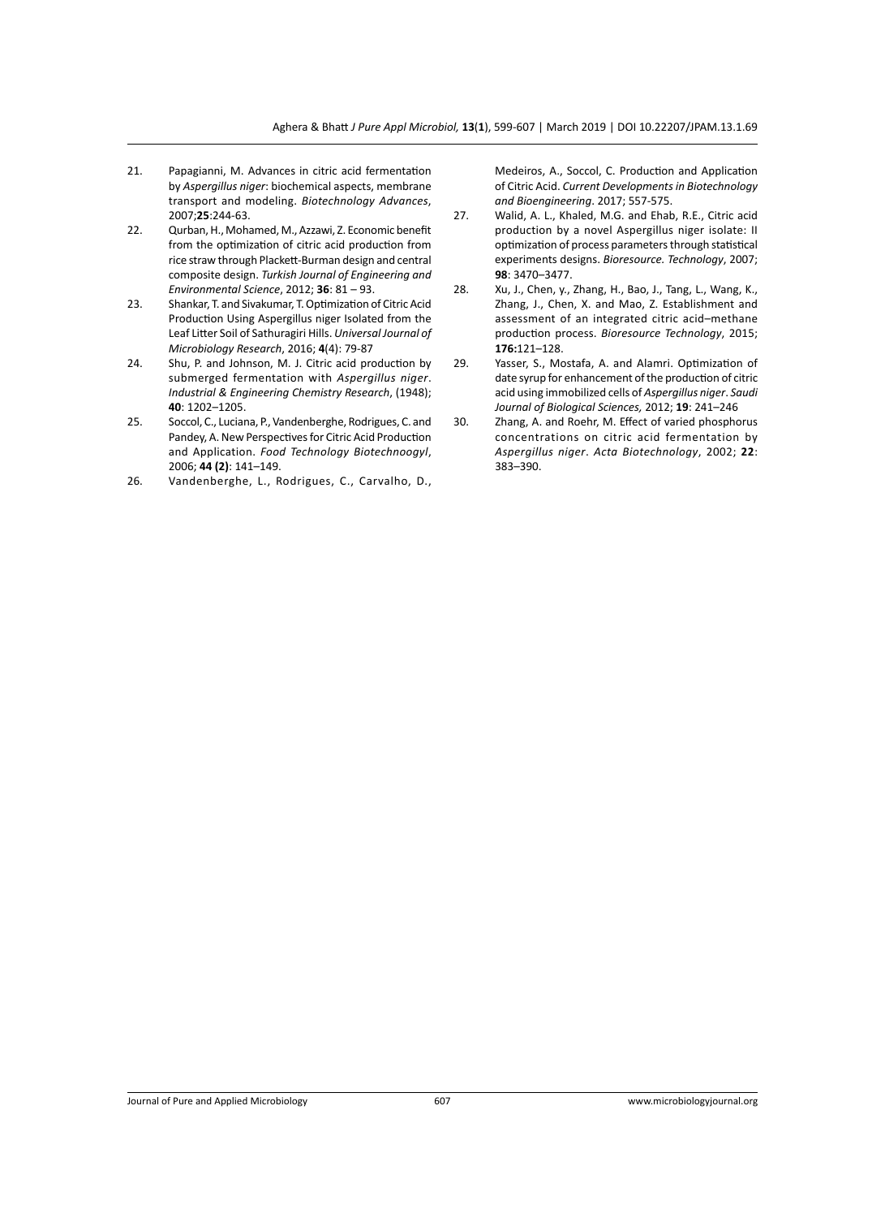21. Papagianni, M. Advances in citric acid fermentation by *Aspergillus niger*: biochemical aspects, membrane transport and modeling. *Biotechnology Advances*, 2007;**25**:244-63.
22. Qurban, H., Mohamed, M., Azzawi, Z. Economic benefit from the optimization of citric acid production from rice straw through Plackett-Burman design and central composite design. *Turkish Journal of Engineering and Environmental Science*, 2012; **36**: 81 – 93.
23. Shankar, T. and Sivakumar, T. Optimization of Citric Acid Production Using Aspergillus niger Isolated from the Leaf Litter Soil of Sathuragiri Hills. *Universal Journal of Microbiology Research*, 2016; **4**(4): 79-87
24. Shu, P. and Johnson, M. J. Citric acid production by submerged fermentation with *Aspergillus niger*. *Industrial & Engineering Chemistry Research*, (1948); **40**: 1202–1205.
25. Soccol, C., Luciana, P., Vandenberghe, Rodrigues, C. and Pandey, A. New Perspectives for Citric Acid Production and Application. *Food Technology Biotechnoogyl*, 2006; **44 (2)**: 141–149.
26. Vandenberghe, L., Rodrigues, C., Carvalho, D., Medeiros, A., Soccol, C. Production and Application of Citric Acid. *Current Developments in Biotechnology and Bioengineering*. 2017; 557-575.
27. Walid, A. L., Khaled, M.G. and Ehab, R.E., Citric acid production by a novel Aspergillus niger isolate: II optimization of process parameters through statistical experiments designs. *Bioresource. Technology*, 2007; **98**: 3470–3477.
28. Xu, J., Chen, y., Zhang, H., Bao, J., Tang, L., Wang, K., Zhang, J., Chen, X. and Mao, Z. Establishment and assessment of an integrated citric acid–methane production process. *Bioresource Technology*, 2015; **176:**121–128.
29. Yasser, S., Mostafa, A. and Alamri. Optimization of date syrup for enhancement of the production of citric acid using immobilized cells of *Aspergillus niger*. *Saudi Journal of Biological Sciences,* 2012; **19**: 241–246
30. Zhang, A. and Roehr, M. Effect of varied phosphorus concentrations on citric acid fermentation by *Aspergillus niger*. *Acta Biotechnology*, 2002; **22**: 383–390.